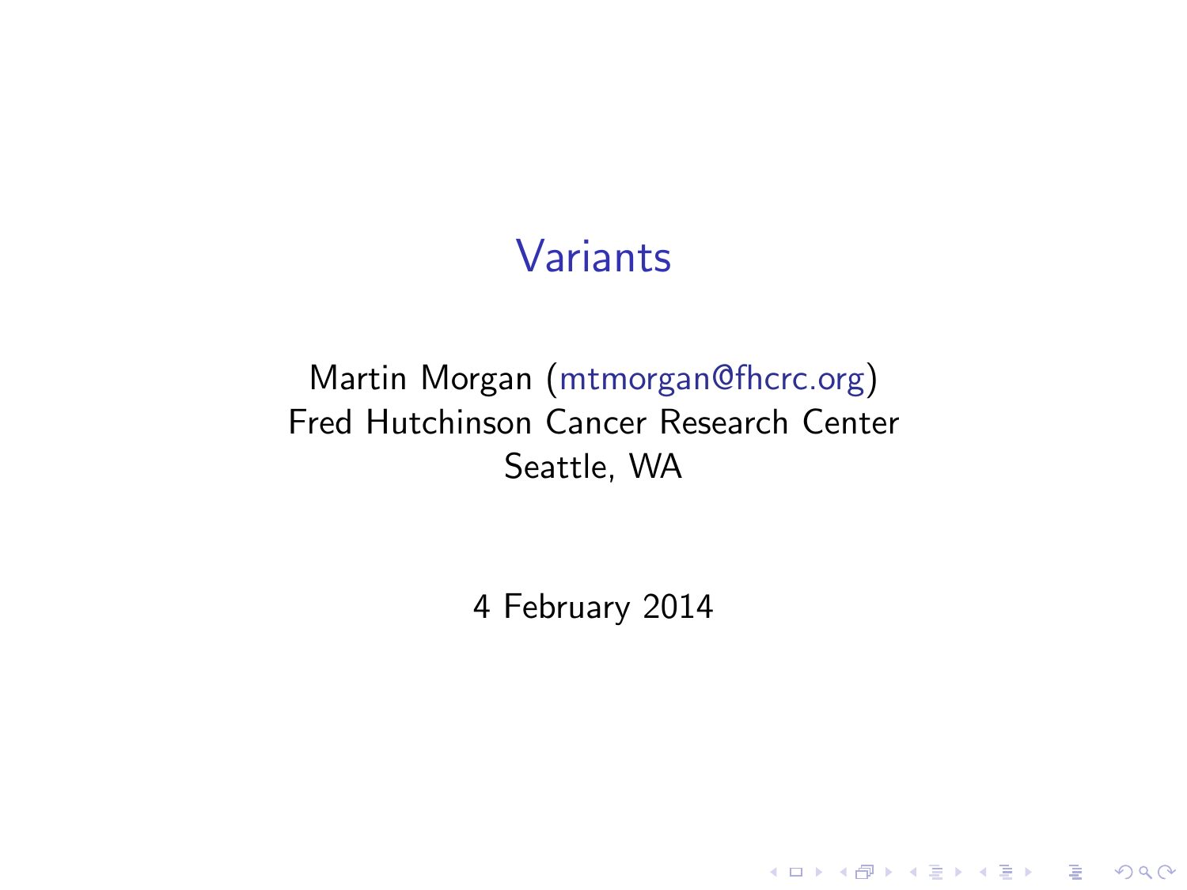# Variants

Martin Morgan (mtmorgan@fhcrc.org)
Fred Hutchinson Cancer Research Center
Seattle, WA

4 February 2014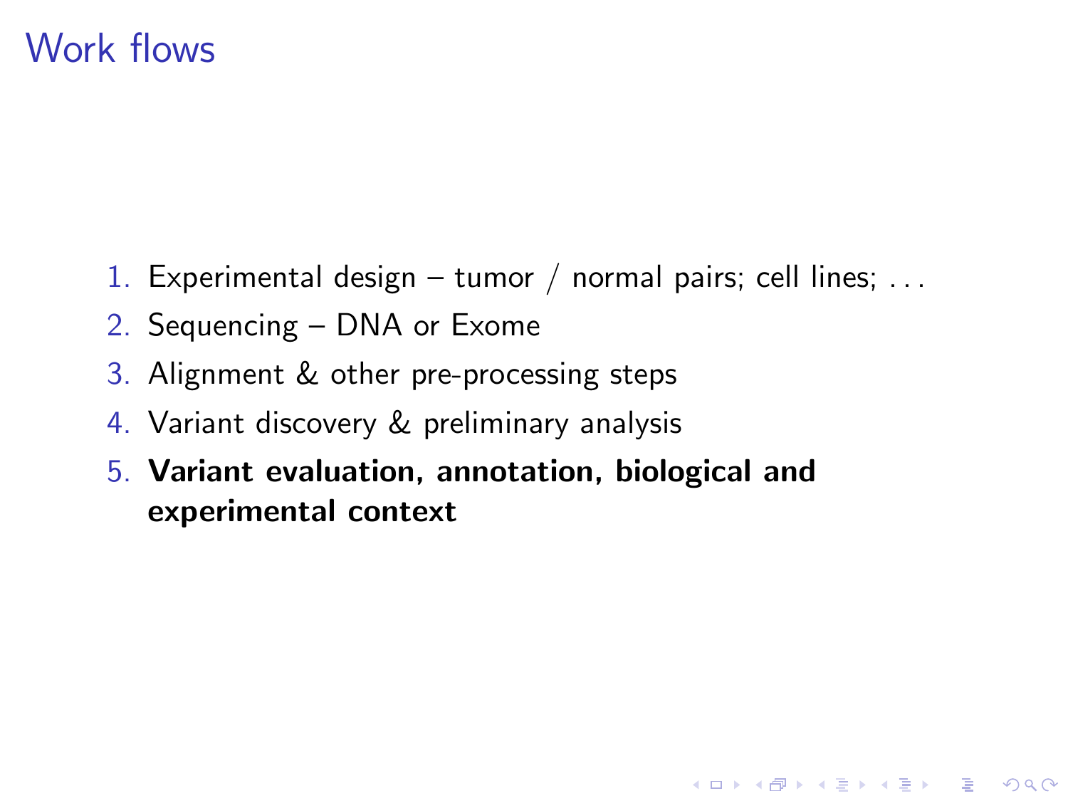# Work flows

1. Experimental design – tumor / normal pairs; cell lines; ...
2. Sequencing – DNA or Exome
3. Alignment & other pre-processing steps
4. Variant discovery & preliminary analysis
5. **Variant evaluation, annotation, biological and experimental context**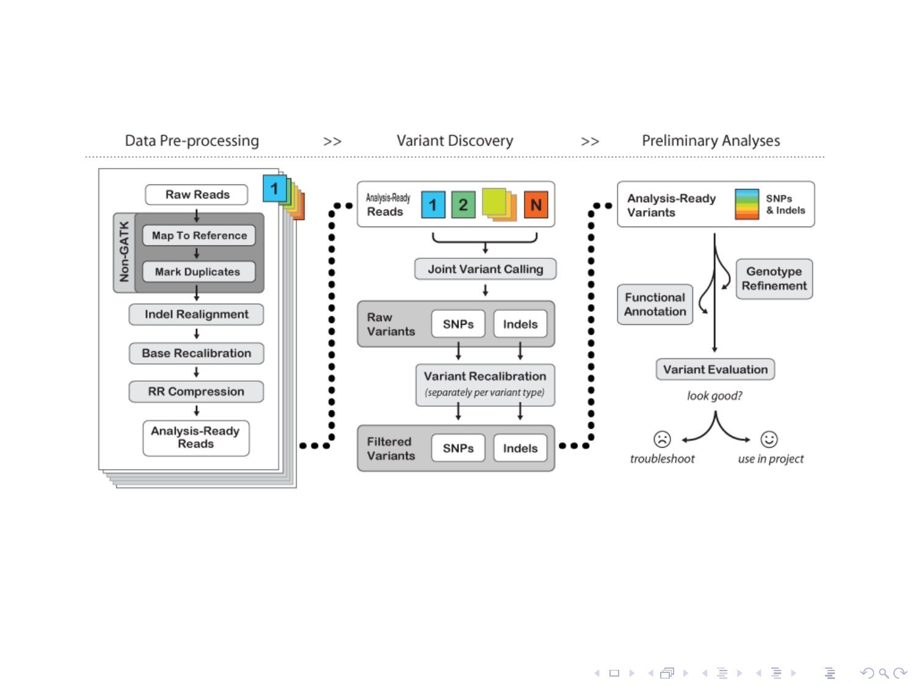Data Pre-processing >> Variant Discovery >> Preliminary Analyses

**Data Pre-processing**

- Raw Reads
- Non-GATK:
  - Map To Reference
  - Mark Duplicates
- Indel Realignment
- Base Recalibration
- RR Compression
- Analysis-Ready Reads

**Variant Discovery**

- Analysis-Ready Reads: 1, 2, …, N
- Joint Variant Calling
- Raw Variants: SNPs, Indels
- Variant Recalibration *(separately per variant type)*
- Filtered Variants: SNPs, Indels

**Preliminary Analyses**

- Analysis-Ready Variants: SNPs & Indels
- Functional Annotation
- Genotype Refinement
- Variant Evaluation
- *look good?*
  - *troubleshoot*
  - *use in project*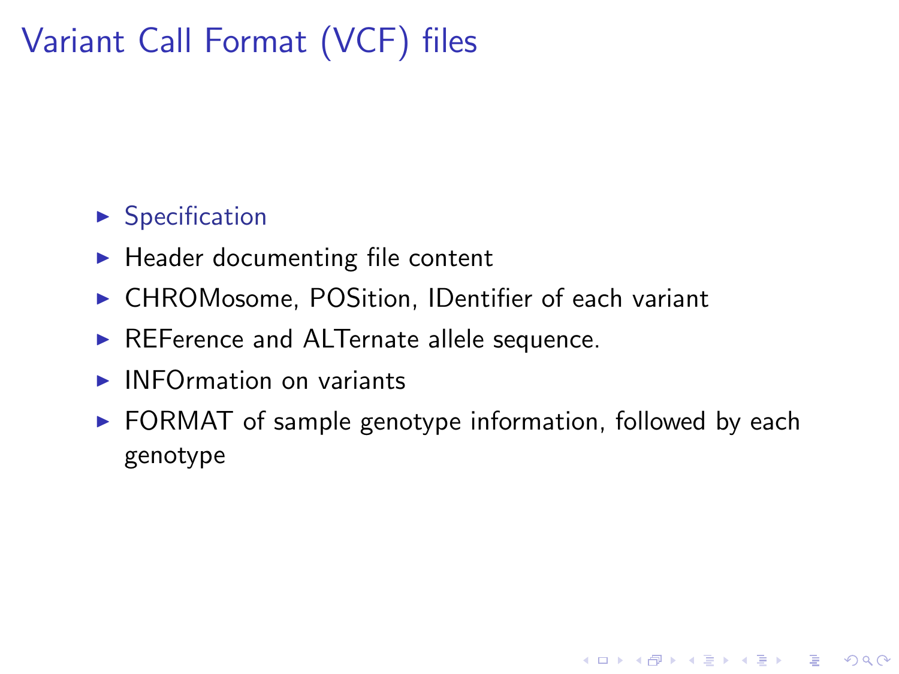# Variant Call Format (VCF) files

- Specification
- Header documenting file content
- CHROMosome, POSition, IDentifier of each variant
- REFerence and ALTernate allele sequence.
- INFOrmation on variants
- FORMAT of sample genotype information, followed by each genotype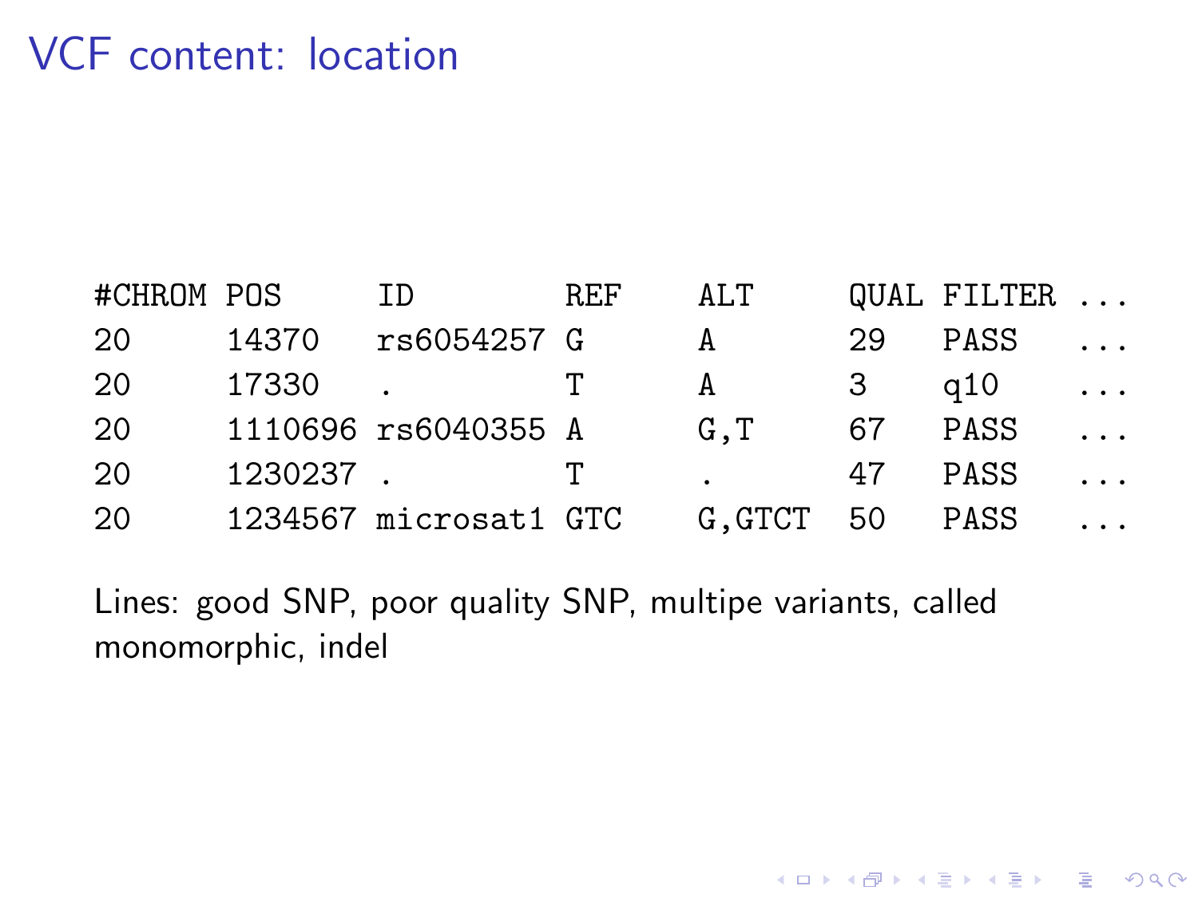# VCF content: location

| #CHROM | POS | ID | REF | ALT | QUAL | FILTER | ... |
|---|---|---|---|---|---|---|---|
| 20 | 14370 | rs6054257 | G | A | 29 | PASS | ... |
| 20 | 17330 | . | T | A | 3 | q10 | ... |
| 20 | 1110696 | rs6040355 | A | G,T | 67 | PASS | ... |
| 20 | 1230237 | . | T | . | 47 | PASS | ... |
| 20 | 1234567 | microsat1 | GTC | G,GTCT | 50 | PASS | ... |

Lines: good SNP, poor quality SNP, multipe variants, called monomorphic, indel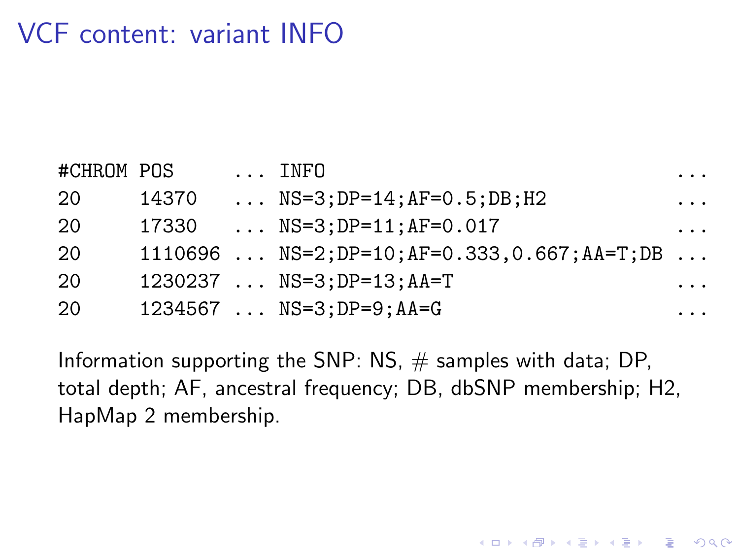# VCF content: variant INFO

```
#CHROM POS     ... INFO                               ...
20     14370   ... NS=3;DP=14;AF=0.5;DB;H2            ...
20     17330   ... NS=3;DP=11;AF=0.017                ...
20     1110696 ... NS=2;DP=10;AF=0.333,0.667;AA=T;DB  ...
20     1230237 ... NS=3;DP=13;AA=T                    ...
20     1234567 ... NS=3;DP=9;AA=G                     ...
```

Information supporting the SNP: NS, # samples with data; DP, total depth; AF, ancestral frequency; DB, dbSNP membership; H2, HapMap 2 membership.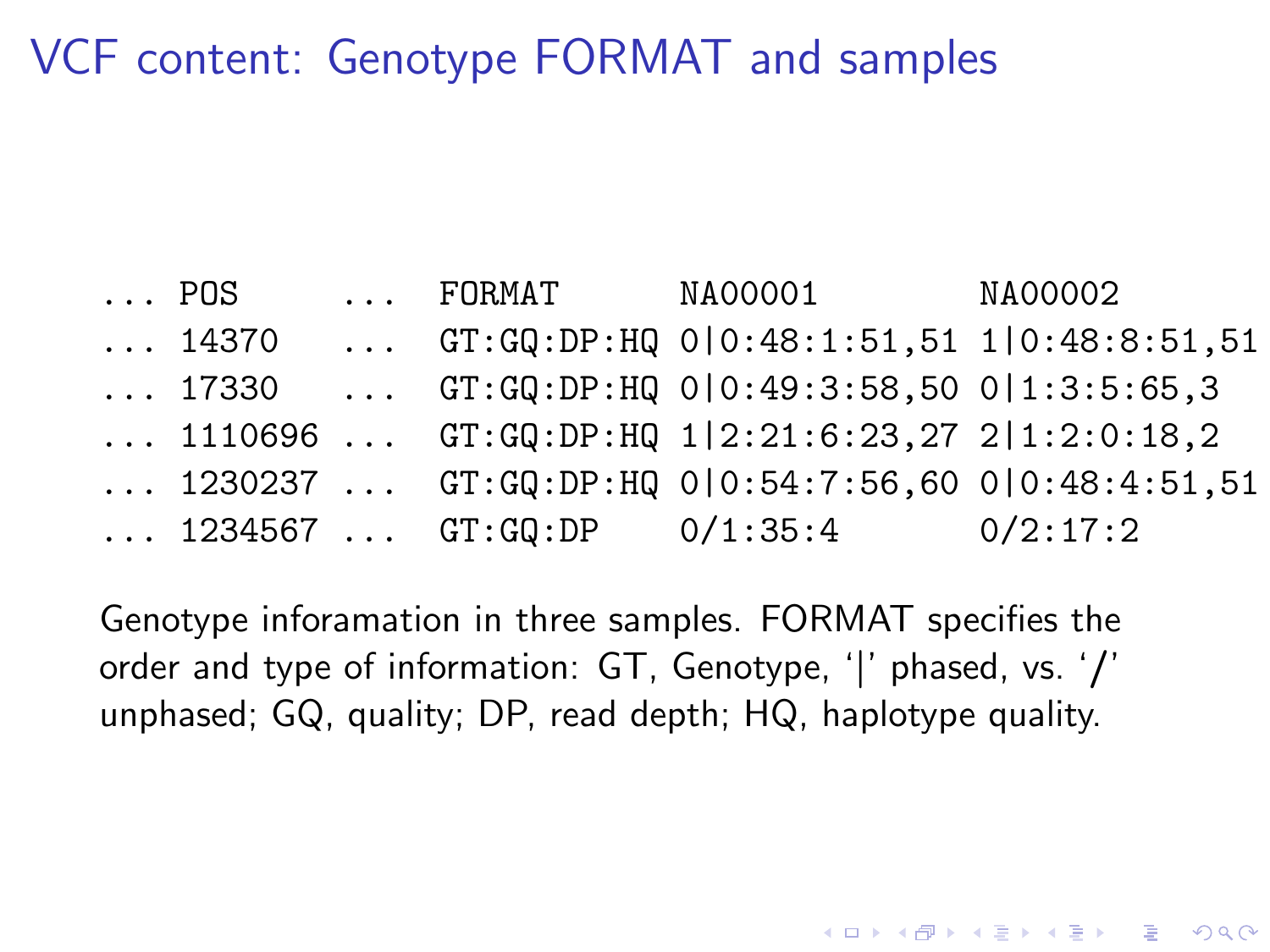# VCF content: Genotype FORMAT and samples

```
... POS     ...  FORMAT      NA00001         NA00002
... 14370   ...  GT:GQ:DP:HQ 0|0:48:1:51,51  1|0:48:8:51,51
... 17330   ...  GT:GQ:DP:HQ 0|0:49:3:58,50  0|1:3:5:65,3
... 1110696 ...  GT:GQ:DP:HQ 1|2:21:6:23,27  2|1:2:0:18,2
... 1230237 ...  GT:GQ:DP:HQ 0|0:54:7:56,60  0|0:48:4:51,51
... 1234567 ...  GT:GQ:DP    0/1:35:4        0/2:17:2
```

Genotype inforamation in three samples. FORMAT specifies the order and type of information: GT, Genotype, '|' phased, vs. '/' unphased; GQ, quality; DP, read depth; HQ, haplotype quality.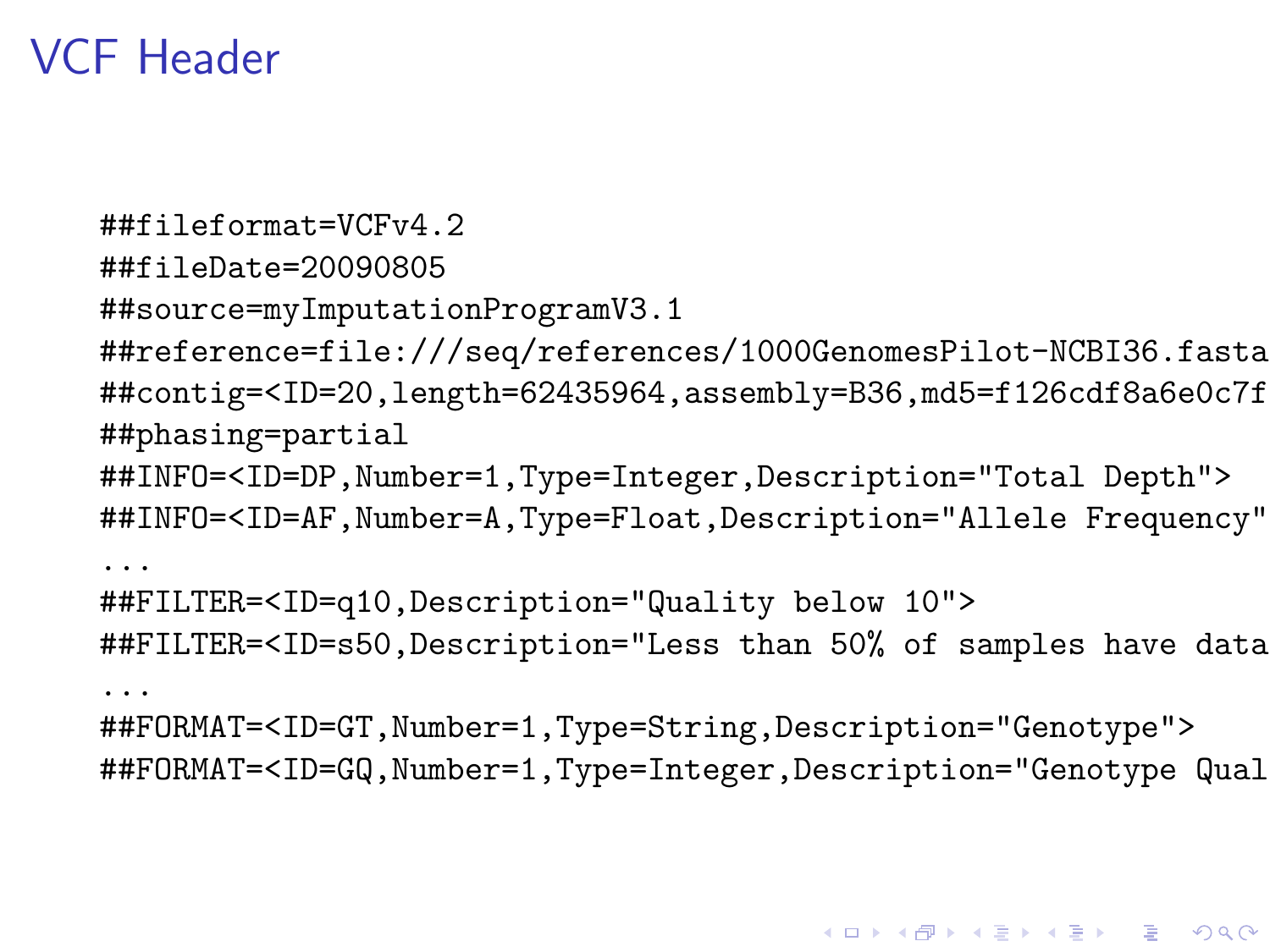# VCF Header

```
##fileformat=VCFv4.2
##fileDate=20090805
##source=myImputationProgramV3.1
##reference=file:///seq/references/1000GenomesPilot-NCBI36.fasta
##contig=<ID=20,length=62435964,assembly=B36,md5=f126cdf8a6e0c7f
##phasing=partial
##INFO=<ID=DP,Number=1,Type=Integer,Description="Total Depth">
##INFO=<ID=AF,Number=A,Type=Float,Description="Allele Frequency"
...
##FILTER=<ID=q10,Description="Quality below 10">
##FILTER=<ID=s50,Description="Less than 50% of samples have data
...
##FORMAT=<ID=GT,Number=1,Type=String,Description="Genotype">
##FORMAT=<ID=GQ,Number=1,Type=Integer,Description="Genotype Qual
```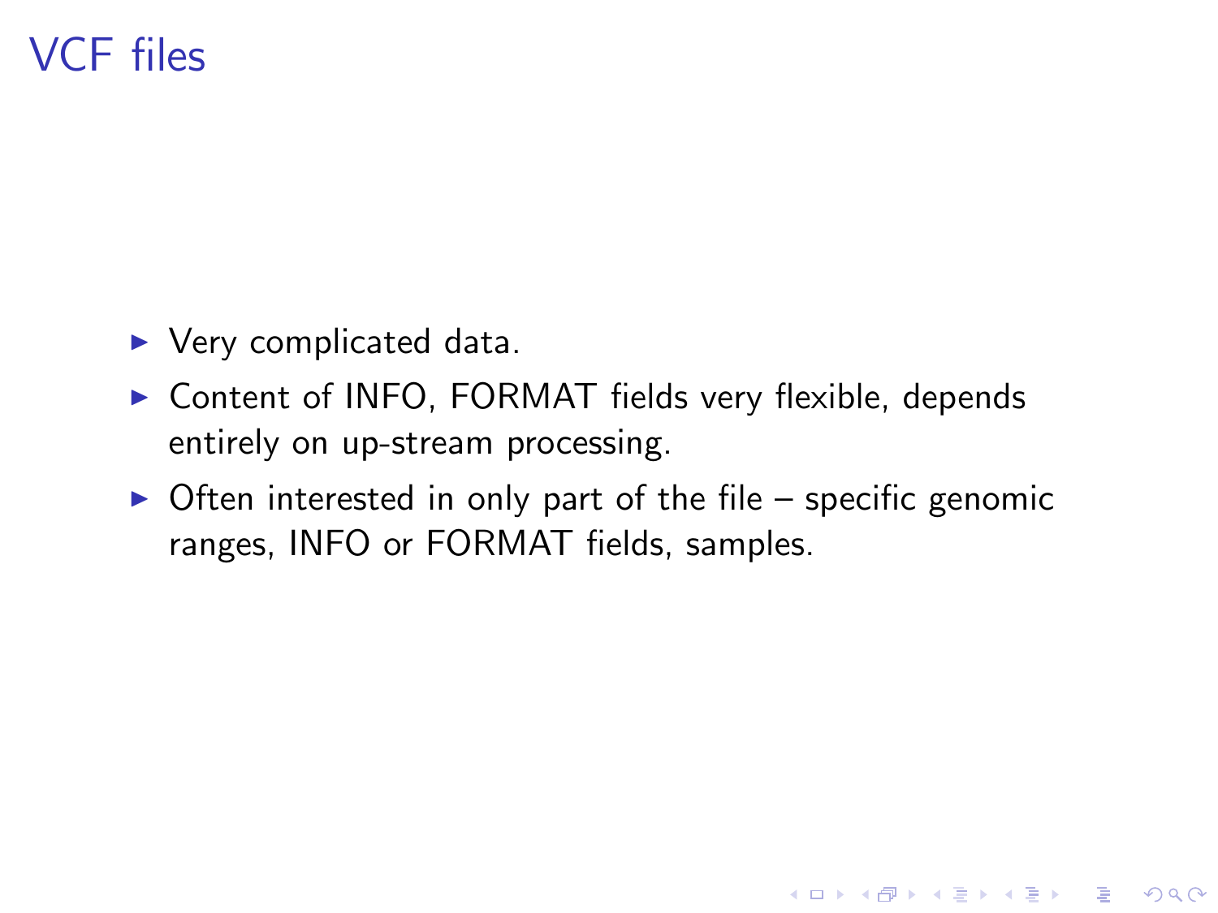# VCF files

- Very complicated data.
- Content of INFO, FORMAT fields very flexible, depends entirely on up-stream processing.
- Often interested in only part of the file – specific genomic ranges, INFO or FORMAT fields, samples.